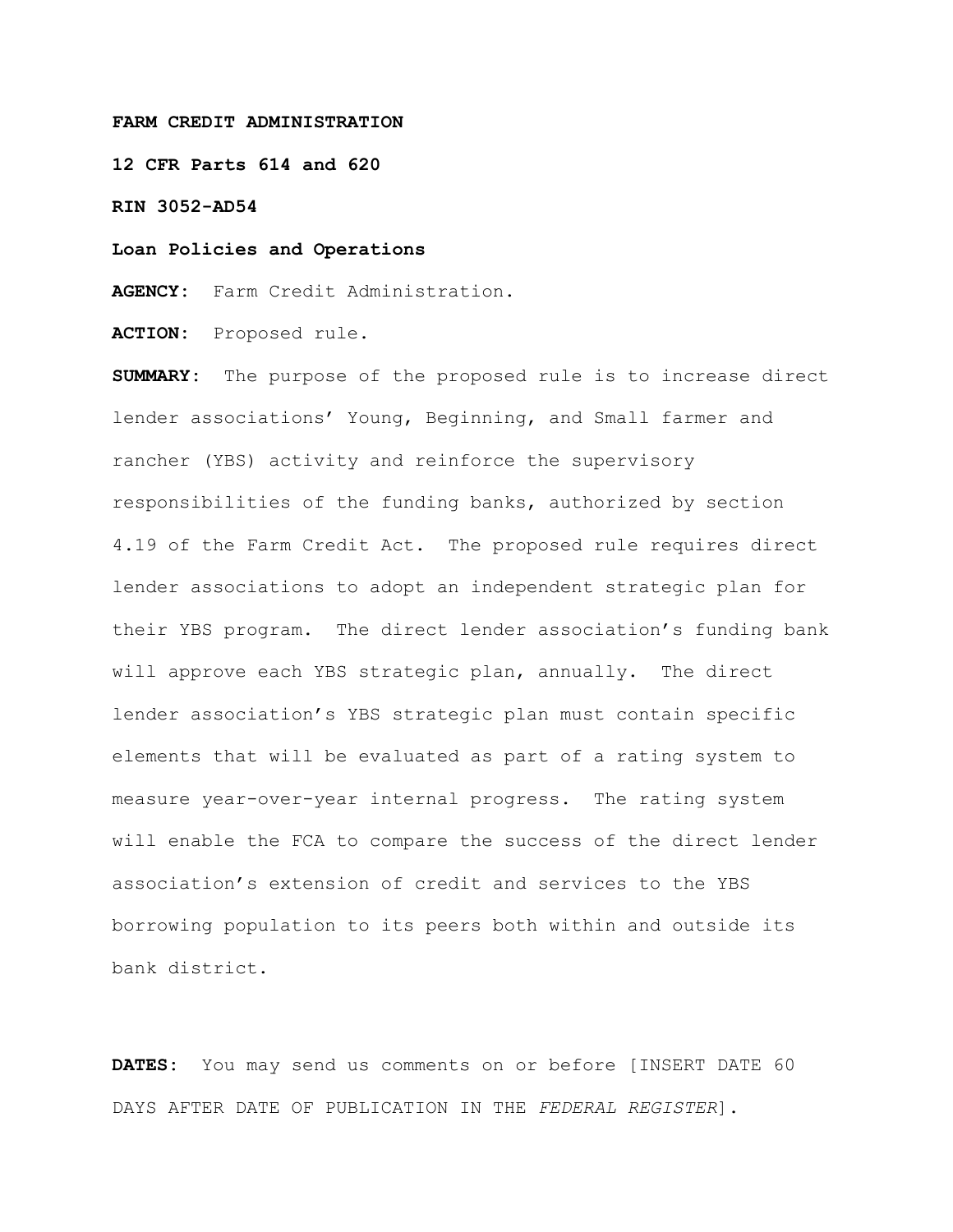**FARM CREDIT ADMINISTRATION**

**12 CFR Parts 614 and 620**

**RIN 3052-AD54**

**Loan Policies and Operations**

**AGENCY:** Farm Credit Administration.

**ACTION:** Proposed rule.

**SUMMARY:** The purpose of the proposed rule is to increase direct lender associations' Young, Beginning, and Small farmer and rancher (YBS) activity and reinforce the supervisory responsibilities of the funding banks, authorized by section 4.19 of the Farm Credit Act. The proposed rule requires direct lender associations to adopt an independent strategic plan for their YBS program. The direct lender association's funding bank will approve each YBS strategic plan, annually. The direct lender association's YBS strategic plan must contain specific elements that will be evaluated as part of a rating system to measure year-over-year internal progress. The rating system will enable the FCA to compare the success of the direct lender association's extension of credit and services to the YBS borrowing population to its peers both within and outside its bank district.

**DATES:** You may send us comments on or before [INSERT DATE 60 DAYS AFTER DATE OF PUBLICATION IN THE *FEDERAL REGISTER*].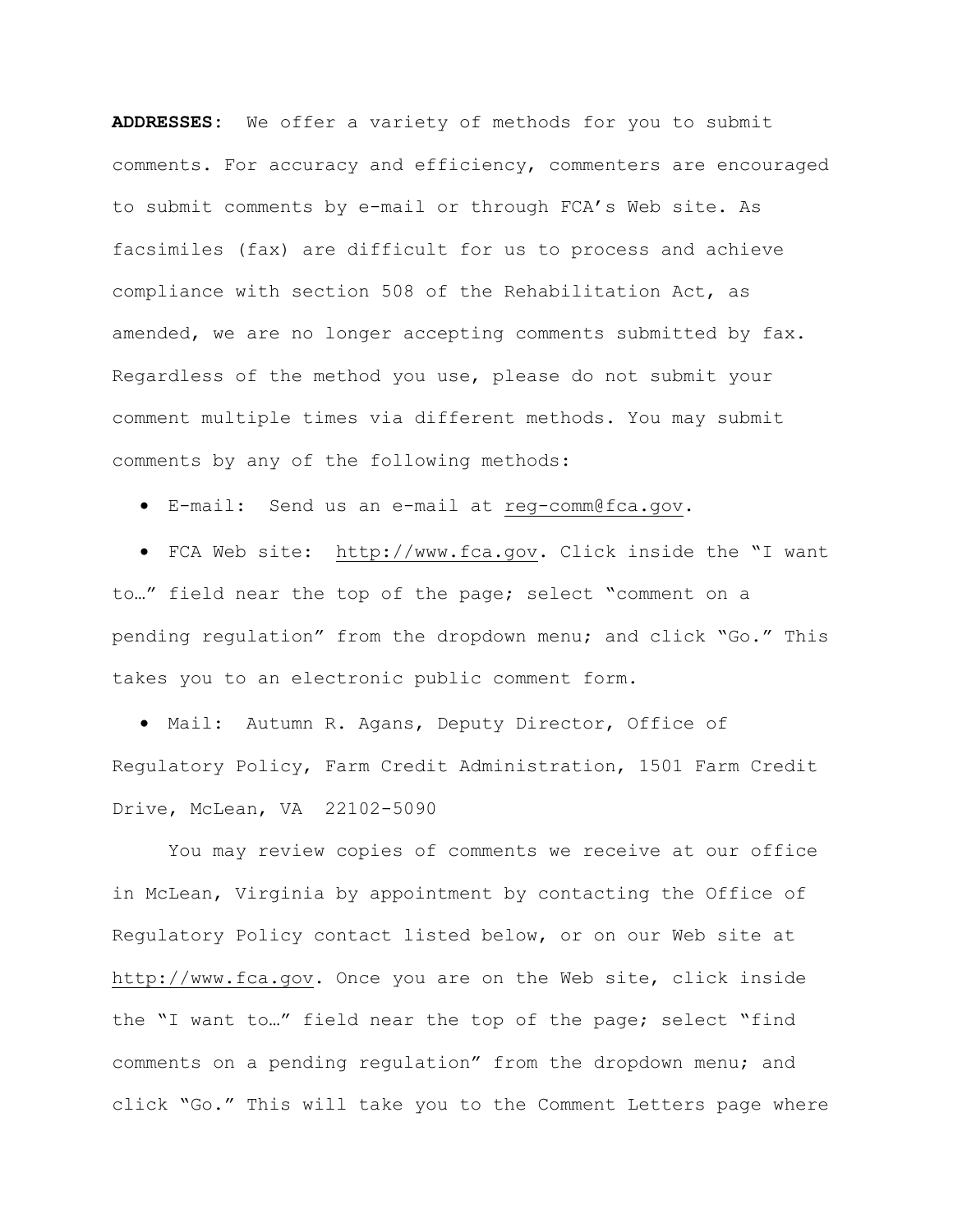**ADDRESSES:** We offer a variety of methods for you to submit comments. For accuracy and efficiency, commenters are encouraged to submit comments by e-mail or through FCA's Web site. As facsimiles (fax) are difficult for us to process and achieve compliance with section 508 of the Rehabilitation Act, as amended, we are no longer accepting comments submitted by fax. Regardless of the method you use, please do not submit your comment multiple times via different methods. You may submit comments by any of the following methods:

- E-mail: Send us an e-mail at reg-comm@fca.gov.
- FCA Web site: http://www.fca.gov. Click inside the "I want to…" field near the top of the page; select "comment on a pending regulation" from the dropdown menu; and click "Go." This takes you to an electronic public comment form.
- Mail: Autumn R. Agans, Deputy Director, Office of Regulatory Policy, Farm Credit Administration, 1501 Farm Credit Drive, McLean, VA 22102-5090

You may review copies of comments we receive at our office in McLean, Virginia by appointment by contacting the Office of Regulatory Policy contact listed below, or on our Web site at http://www.fca.gov. Once you are on the Web site, click inside the "I want to…" field near the top of the page; select "find comments on a pending regulation" from the dropdown menu; and click "Go." This will take you to the Comment Letters page where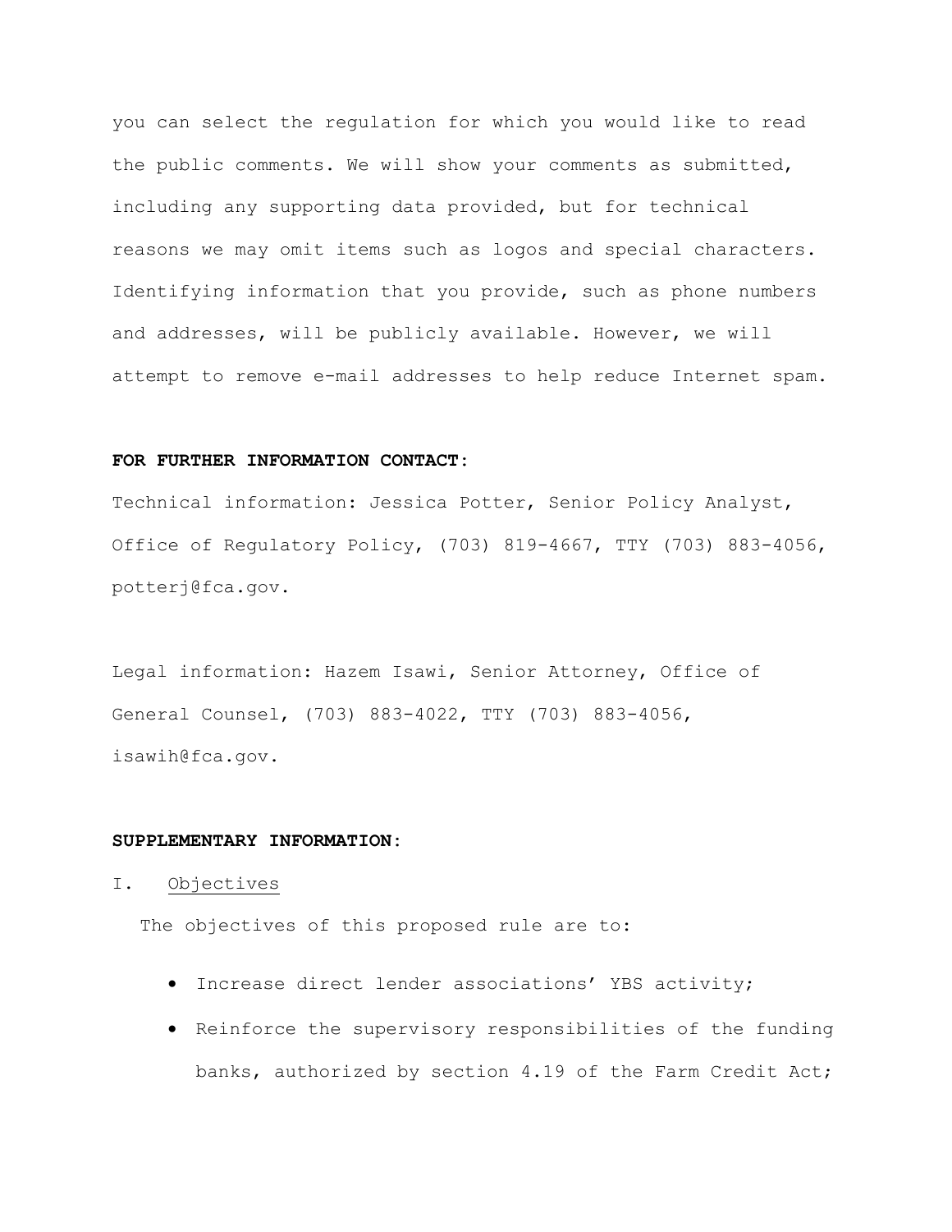you can select the regulation for which you would like to read the public comments. We will show your comments as submitted, including any supporting data provided, but for technical reasons we may omit items such as logos and special characters. Identifying information that you provide, such as phone numbers and addresses, will be publicly available. However, we will attempt to remove e-mail addresses to help reduce Internet spam.

**FOR FURTHER INFORMATION CONTACT:**

Technical information: Jessica Potter, Senior Policy Analyst, Office of Regulatory Policy, (703) 819-4667, TTY (703) 883-4056, potterj@fca.gov.

Legal information: Hazem Isawi, Senior Attorney, Office of General Counsel, (703) 883-4022, TTY (703) 883-4056, isawih@fca.gov.

**SUPPLEMENTARY INFORMATION:**

I. Objectives

The objectives of this proposed rule are to:

- Increase direct lender associations' YBS activity;
- Reinforce the supervisory responsibilities of the funding banks, authorized by section 4.19 of the Farm Credit Act;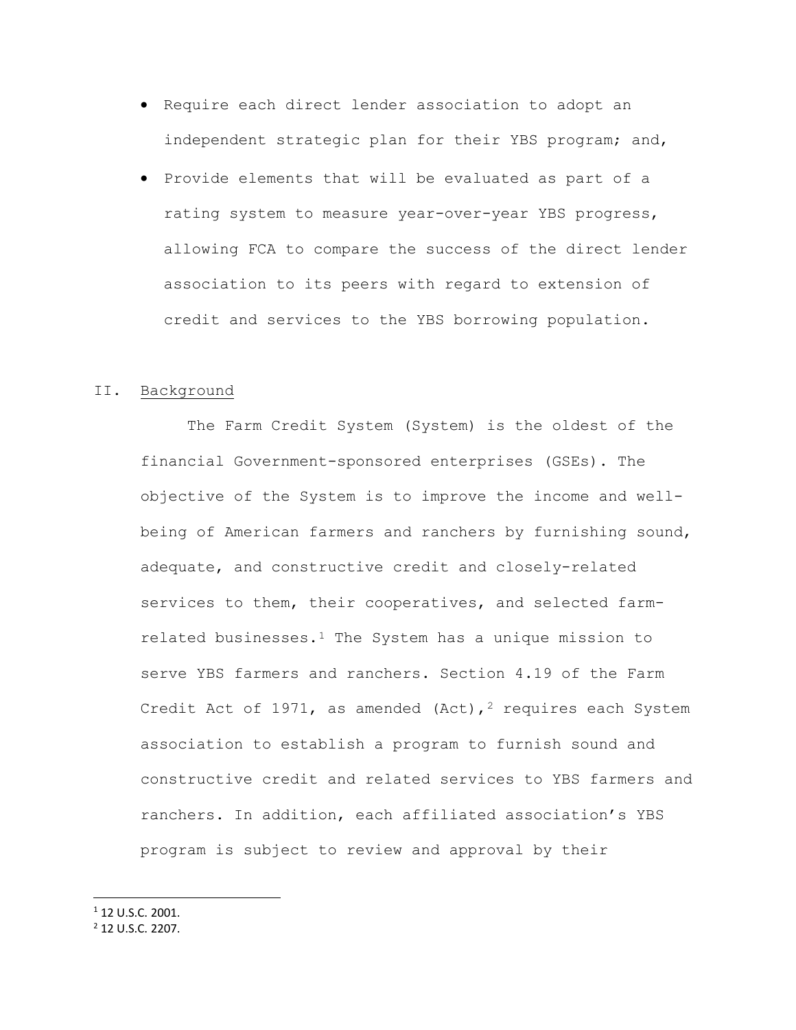- Require each direct lender association to adopt an independent strategic plan for their YBS program; and,
- Provide elements that will be evaluated as part of a rating system to measure year-over-year YBS progress, allowing FCA to compare the success of the direct lender association to its peers with regard to extension of credit and services to the YBS borrowing population.

## II. Background

The Farm Credit System (System) is the oldest of the financial Government-sponsored enterprises (GSEs). The objective of the System is to improve the income and well-being of American farmers and ranchers by furnishing sound, adequate, and constructive credit and closely-related services to them, their cooperatives, and selected farm-related businesses.[1] The System has a unique mission to serve YBS farmers and ranchers. Section 4.19 of the Farm Credit Act of 1971, as amended (Act),[2] requires each System association to establish a program to furnish sound and constructive credit and related services to YBS farmers and ranchers. In addition, each affiliated association's YBS program is subject to review and approval by their

---

[1] 12 U.S.C. 2001.

[2] 12 U.S.C. 2207.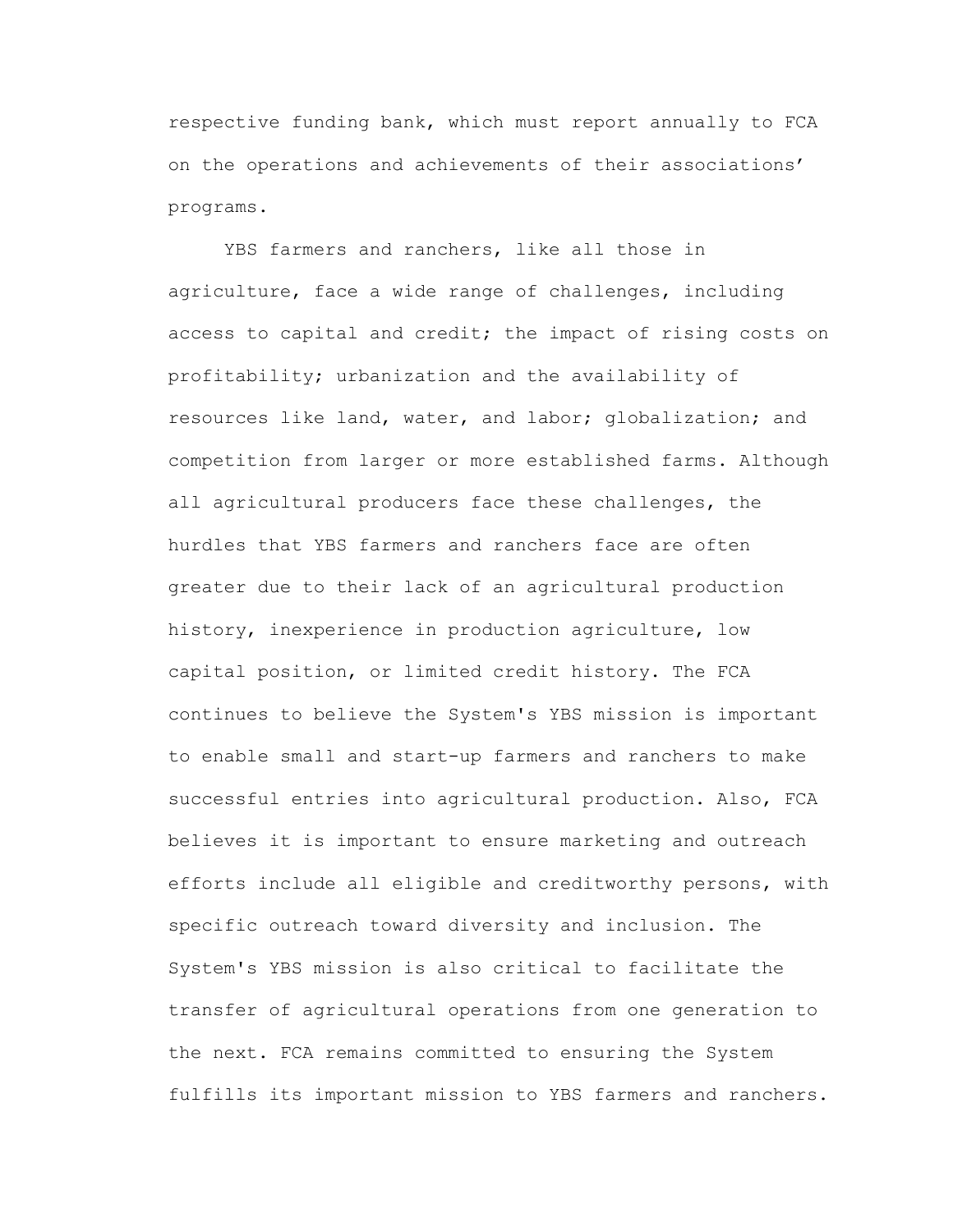respective funding bank, which must report annually to FCA on the operations and achievements of their associations' programs.

YBS farmers and ranchers, like all those in agriculture, face a wide range of challenges, including access to capital and credit; the impact of rising costs on profitability; urbanization and the availability of resources like land, water, and labor; globalization; and competition from larger or more established farms. Although all agricultural producers face these challenges, the hurdles that YBS farmers and ranchers face are often greater due to their lack of an agricultural production history, inexperience in production agriculture, low capital position, or limited credit history. The FCA continues to believe the System's YBS mission is important to enable small and start-up farmers and ranchers to make successful entries into agricultural production. Also, FCA believes it is important to ensure marketing and outreach efforts include all eligible and creditworthy persons, with specific outreach toward diversity and inclusion. The System's YBS mission is also critical to facilitate the transfer of agricultural operations from one generation to the next. FCA remains committed to ensuring the System fulfills its important mission to YBS farmers and ranchers.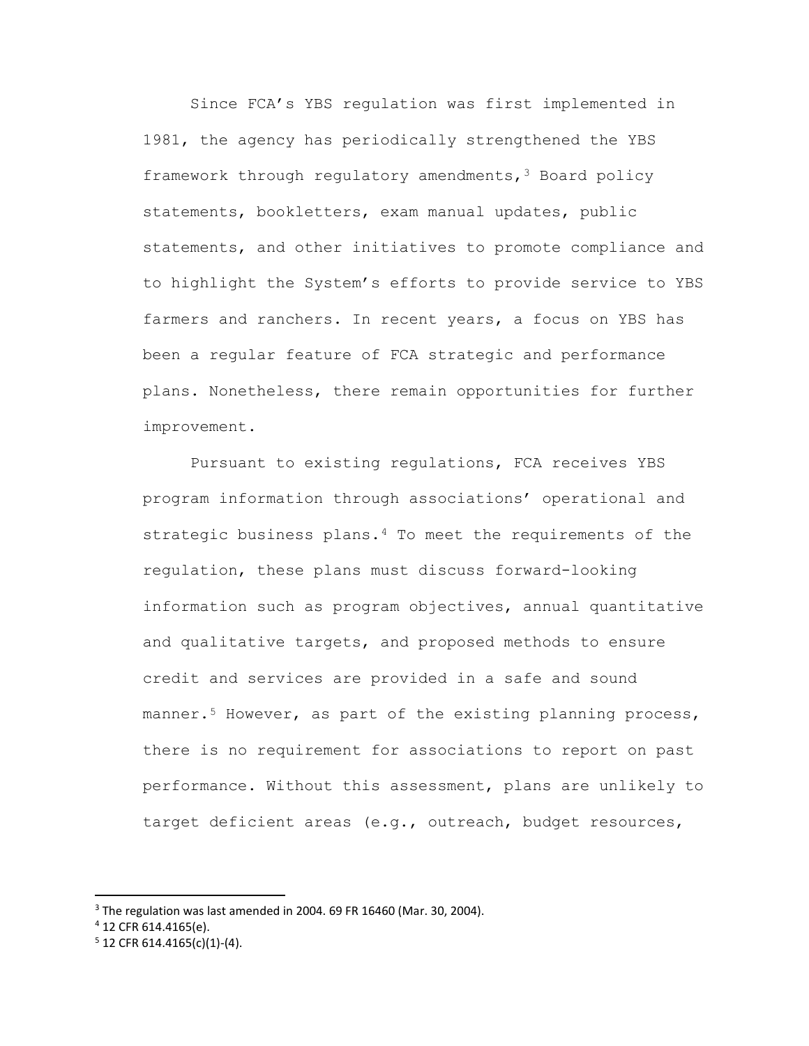Since FCA's YBS regulation was first implemented in 1981, the agency has periodically strengthened the YBS framework through regulatory amendments,[3] Board policy statements, bookletters, exam manual updates, public statements, and other initiatives to promote compliance and to highlight the System's efforts to provide service to YBS farmers and ranchers. In recent years, a focus on YBS has been a regular feature of FCA strategic and performance plans. Nonetheless, there remain opportunities for further improvement.

Pursuant to existing regulations, FCA receives YBS program information through associations' operational and strategic business plans.[4] To meet the requirements of the regulation, these plans must discuss forward-looking information such as program objectives, annual quantitative and qualitative targets, and proposed methods to ensure credit and services are provided in a safe and sound manner.[5] However, as part of the existing planning process, there is no requirement for associations to report on past performance. Without this assessment, plans are unlikely to target deficient areas (e.g., outreach, budget resources,

---

[3] The regulation was last amended in 2004. 69 FR 16460 (Mar. 30, 2004).

[4] 12 CFR 614.4165(e).

[5] 12 CFR 614.4165(c)(1)-(4).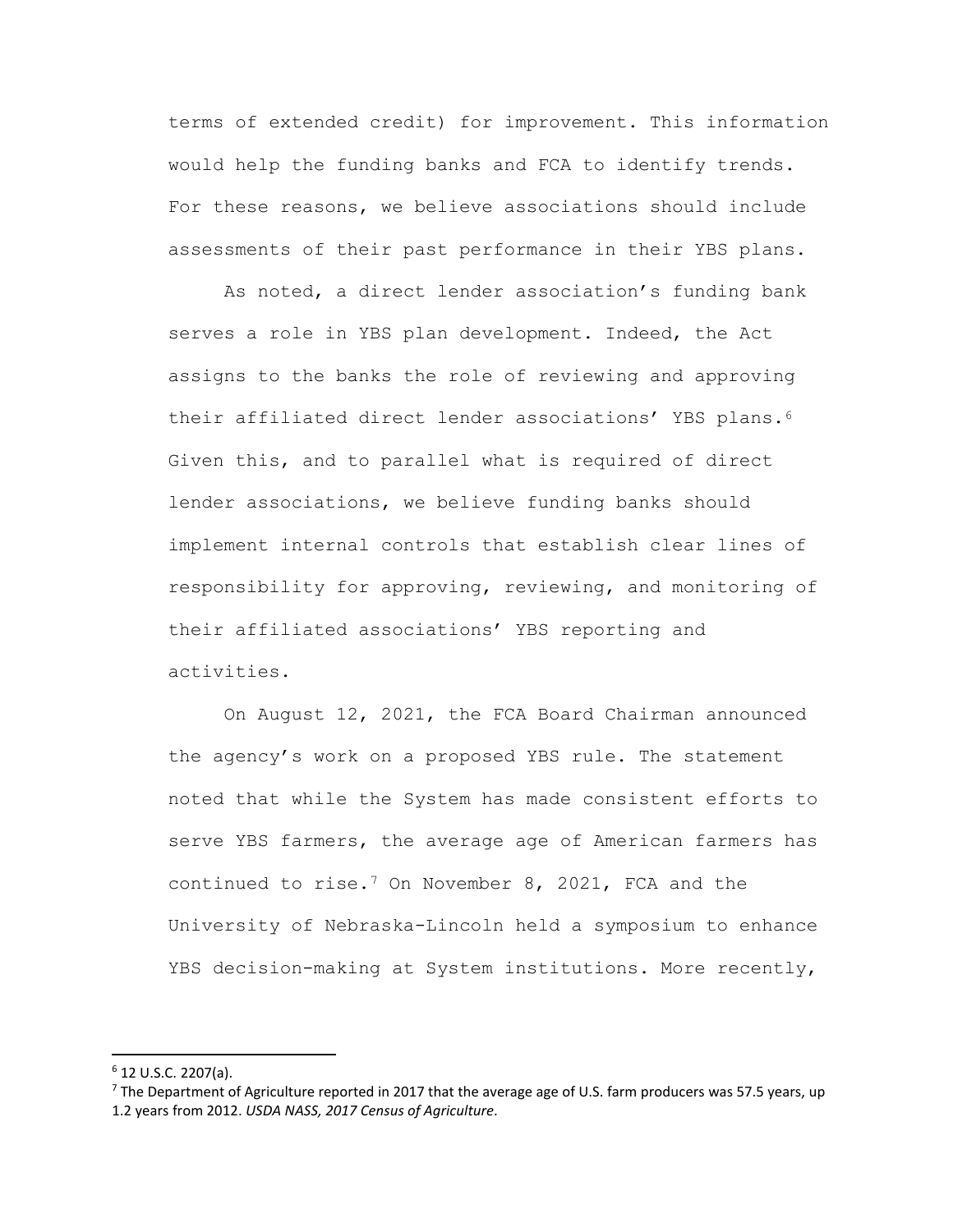terms of extended credit) for improvement. This information would help the funding banks and FCA to identify trends. For these reasons, we believe associations should include assessments of their past performance in their YBS plans.

As noted, a direct lender association's funding bank serves a role in YBS plan development. Indeed, the Act assigns to the banks the role of reviewing and approving their affiliated direct lender associations' YBS plans.[6] Given this, and to parallel what is required of direct lender associations, we believe funding banks should implement internal controls that establish clear lines of responsibility for approving, reviewing, and monitoring of their affiliated associations' YBS reporting and activities.

On August 12, 2021, the FCA Board Chairman announced the agency's work on a proposed YBS rule. The statement noted that while the System has made consistent efforts to serve YBS farmers, the average age of American farmers has continued to rise.[7] On November 8, 2021, FCA and the University of Nebraska-Lincoln held a symposium to enhance YBS decision-making at System institutions. More recently,

---

[6] 12 U.S.C. 2207(a).

[7] The Department of Agriculture reported in 2017 that the average age of U.S. farm producers was 57.5 years, up 1.2 years from 2012. *USDA NASS, 2017 Census of Agriculture*.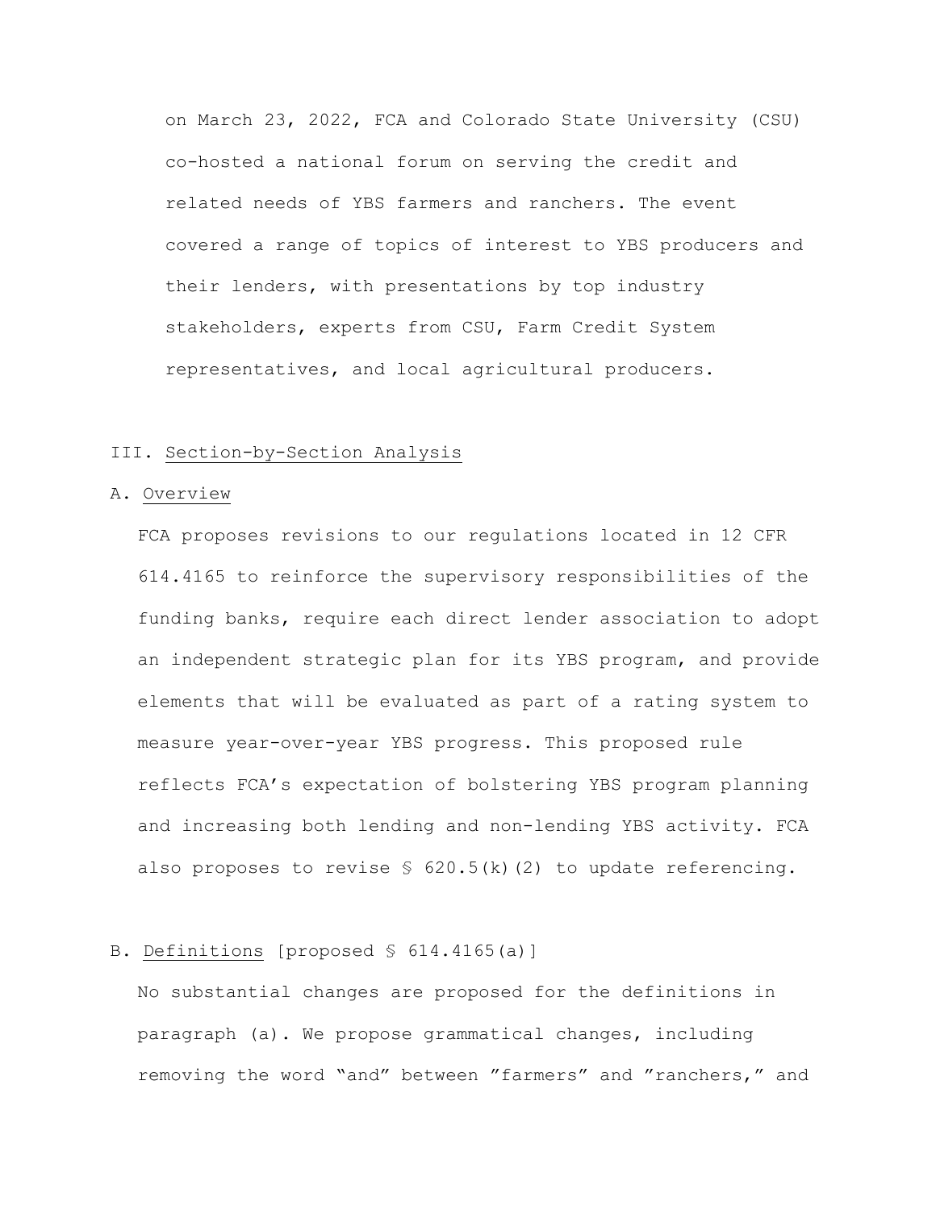on March 23, 2022, FCA and Colorado State University (CSU) co-hosted a national forum on serving the credit and related needs of YBS farmers and ranchers. The event covered a range of topics of interest to YBS producers and their lenders, with presentations by top industry stakeholders, experts from CSU, Farm Credit System representatives, and local agricultural producers.

## III. Section-by-Section Analysis

### A. Overview

FCA proposes revisions to our regulations located in 12 CFR 614.4165 to reinforce the supervisory responsibilities of the funding banks, require each direct lender association to adopt an independent strategic plan for its YBS program, and provide elements that will be evaluated as part of a rating system to measure year-over-year YBS progress. This proposed rule reflects FCA's expectation of bolstering YBS program planning and increasing both lending and non-lending YBS activity. FCA also proposes to revise § 620.5(k)(2) to update referencing.

### B. Definitions [proposed § 614.4165(a)]

No substantial changes are proposed for the definitions in paragraph (a). We propose grammatical changes, including removing the word "and" between "farmers" and "ranchers," and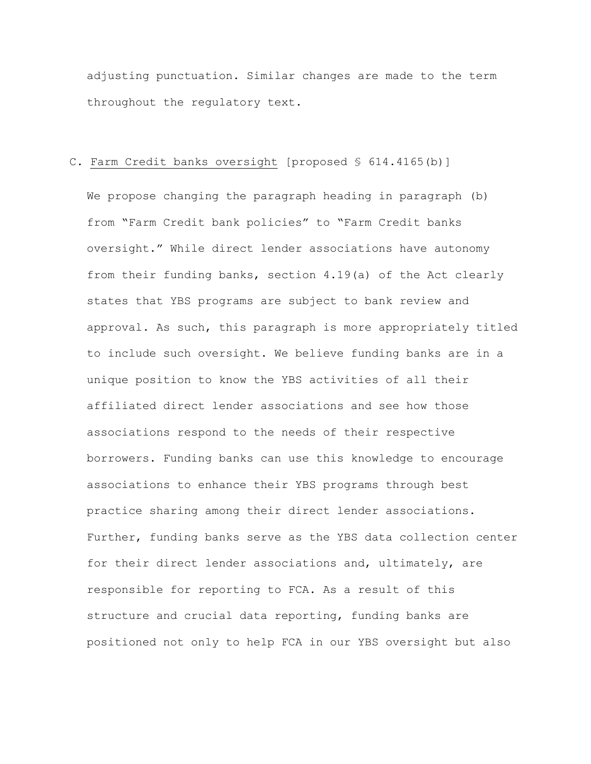adjusting punctuation. Similar changes are made to the term throughout the regulatory text.

C. Farm Credit banks oversight [proposed § 614.4165(b)]

We propose changing the paragraph heading in paragraph (b) from "Farm Credit bank policies" to "Farm Credit banks oversight." While direct lender associations have autonomy from their funding banks, section 4.19(a) of the Act clearly states that YBS programs are subject to bank review and approval. As such, this paragraph is more appropriately titled to include such oversight. We believe funding banks are in a unique position to know the YBS activities of all their affiliated direct lender associations and see how those associations respond to the needs of their respective borrowers. Funding banks can use this knowledge to encourage associations to enhance their YBS programs through best practice sharing among their direct lender associations. Further, funding banks serve as the YBS data collection center for their direct lender associations and, ultimately, are responsible for reporting to FCA. As a result of this structure and crucial data reporting, funding banks are positioned not only to help FCA in our YBS oversight but also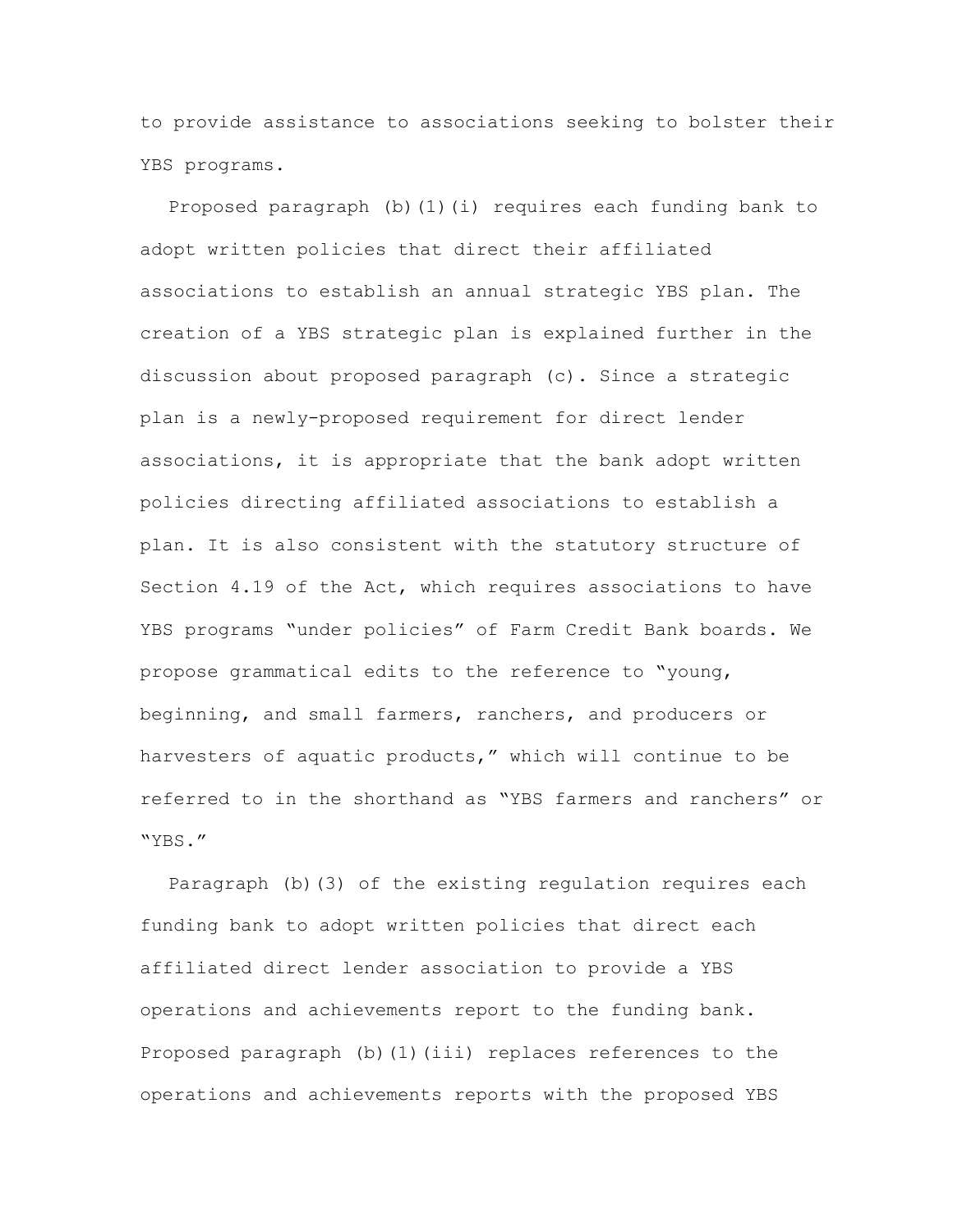to provide assistance to associations seeking to bolster their YBS programs.

Proposed paragraph (b)(1)(i) requires each funding bank to adopt written policies that direct their affiliated associations to establish an annual strategic YBS plan. The creation of a YBS strategic plan is explained further in the discussion about proposed paragraph (c). Since a strategic plan is a newly-proposed requirement for direct lender associations, it is appropriate that the bank adopt written policies directing affiliated associations to establish a plan. It is also consistent with the statutory structure of Section 4.19 of the Act, which requires associations to have YBS programs "under policies" of Farm Credit Bank boards. We propose grammatical edits to the reference to "young, beginning, and small farmers, ranchers, and producers or harvesters of aquatic products," which will continue to be referred to in the shorthand as "YBS farmers and ranchers" or "YBS."

Paragraph (b)(3) of the existing regulation requires each funding bank to adopt written policies that direct each affiliated direct lender association to provide a YBS operations and achievements report to the funding bank. Proposed paragraph (b)(1)(iii) replaces references to the operations and achievements reports with the proposed YBS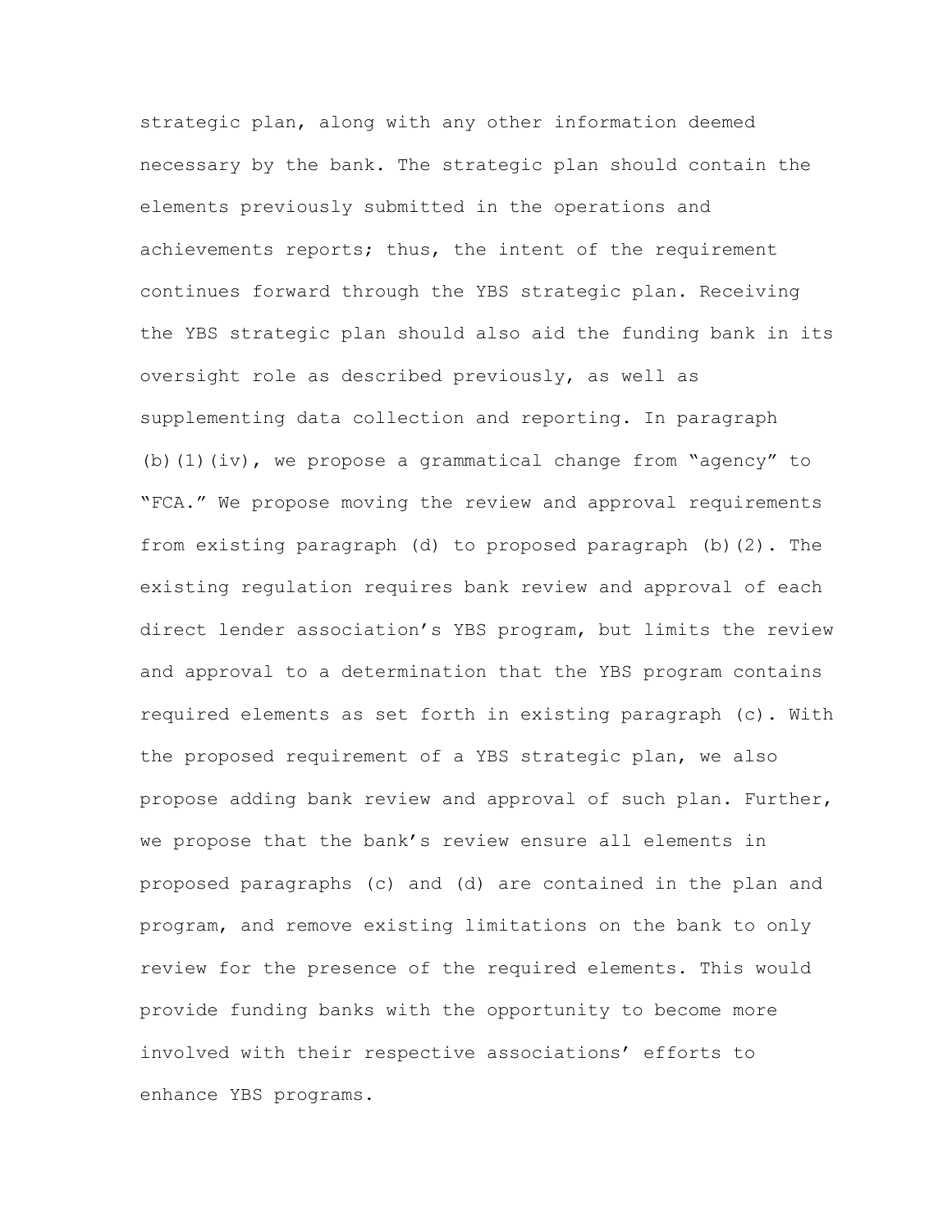strategic plan, along with any other information deemed necessary by the bank. The strategic plan should contain the elements previously submitted in the operations and achievements reports; thus, the intent of the requirement continues forward through the YBS strategic plan. Receiving the YBS strategic plan should also aid the funding bank in its oversight role as described previously, as well as supplementing data collection and reporting. In paragraph (b)(1)(iv), we propose a grammatical change from "agency" to "FCA." We propose moving the review and approval requirements from existing paragraph (d) to proposed paragraph (b)(2). The existing regulation requires bank review and approval of each direct lender association's YBS program, but limits the review and approval to a determination that the YBS program contains required elements as set forth in existing paragraph (c). With the proposed requirement of a YBS strategic plan, we also propose adding bank review and approval of such plan. Further, we propose that the bank's review ensure all elements in proposed paragraphs (c) and (d) are contained in the plan and program, and remove existing limitations on the bank to only review for the presence of the required elements. This would provide funding banks with the opportunity to become more involved with their respective associations' efforts to enhance YBS programs.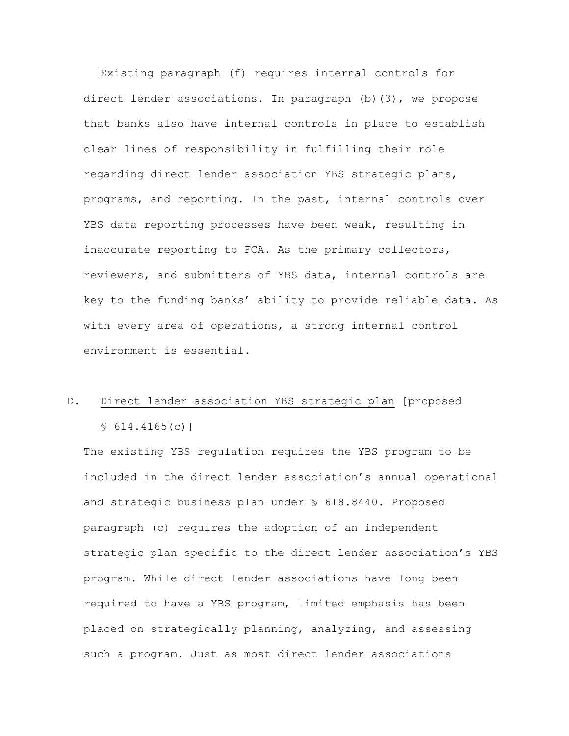Existing paragraph (f) requires internal controls for direct lender associations. In paragraph (b)(3), we propose that banks also have internal controls in place to establish clear lines of responsibility in fulfilling their role regarding direct lender association YBS strategic plans, programs, and reporting. In the past, internal controls over YBS data reporting processes have been weak, resulting in inaccurate reporting to FCA. As the primary collectors, reviewers, and submitters of YBS data, internal controls are key to the funding banks' ability to provide reliable data. As with every area of operations, a strong internal control environment is essential.

D. Direct lender association YBS strategic plan [proposed § 614.4165(c)]

The existing YBS regulation requires the YBS program to be included in the direct lender association's annual operational and strategic business plan under § 618.8440. Proposed paragraph (c) requires the adoption of an independent strategic plan specific to the direct lender association's YBS program. While direct lender associations have long been required to have a YBS program, limited emphasis has been placed on strategically planning, analyzing, and assessing such a program. Just as most direct lender associations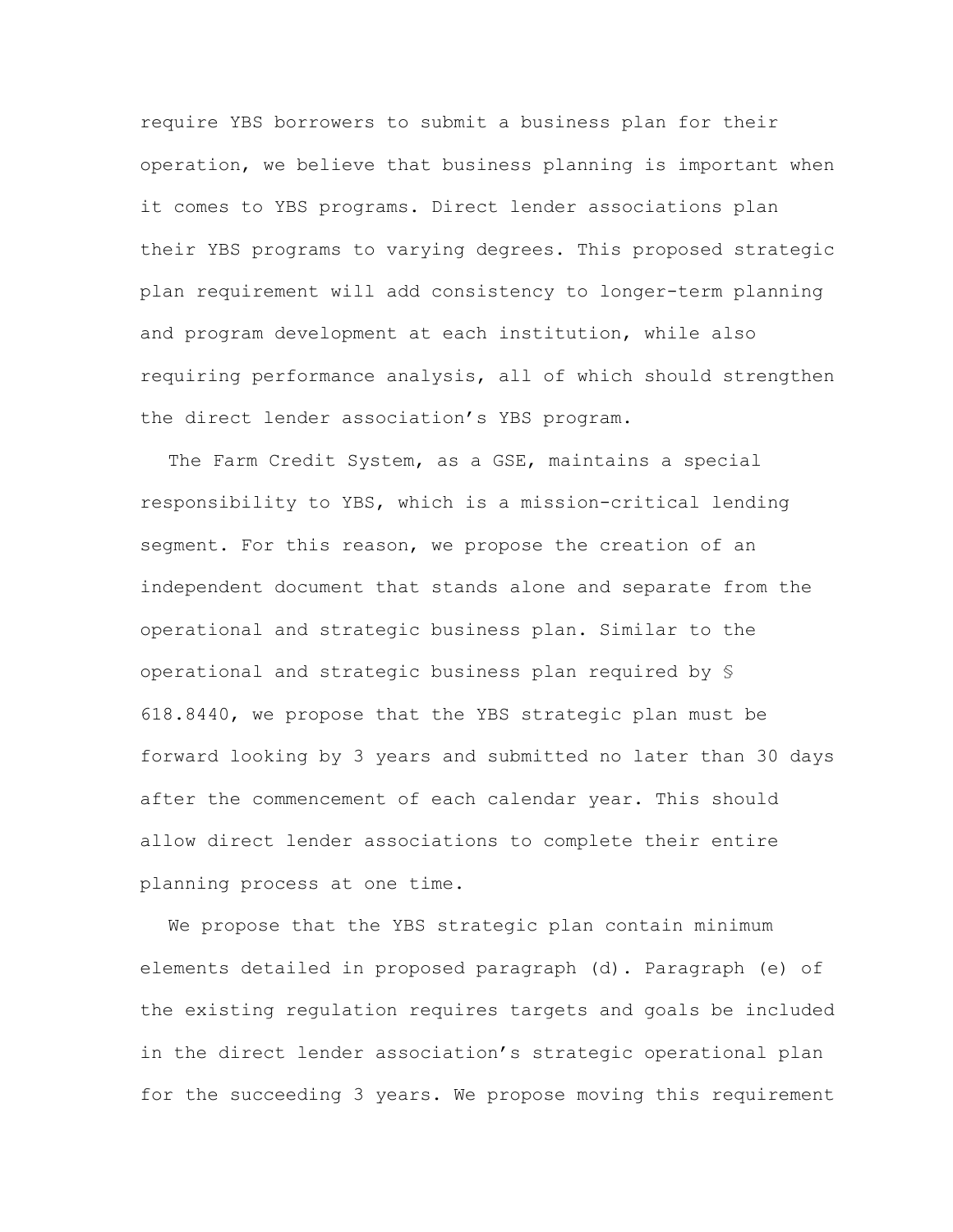require YBS borrowers to submit a business plan for their operation, we believe that business planning is important when it comes to YBS programs. Direct lender associations plan their YBS programs to varying degrees. This proposed strategic plan requirement will add consistency to longer-term planning and program development at each institution, while also requiring performance analysis, all of which should strengthen the direct lender association's YBS program.

The Farm Credit System, as a GSE, maintains a special responsibility to YBS, which is a mission-critical lending segment. For this reason, we propose the creation of an independent document that stands alone and separate from the operational and strategic business plan. Similar to the operational and strategic business plan required by § 618.8440, we propose that the YBS strategic plan must be forward looking by 3 years and submitted no later than 30 days after the commencement of each calendar year. This should allow direct lender associations to complete their entire planning process at one time.

We propose that the YBS strategic plan contain minimum elements detailed in proposed paragraph (d). Paragraph (e) of the existing regulation requires targets and goals be included in the direct lender association's strategic operational plan for the succeeding 3 years. We propose moving this requirement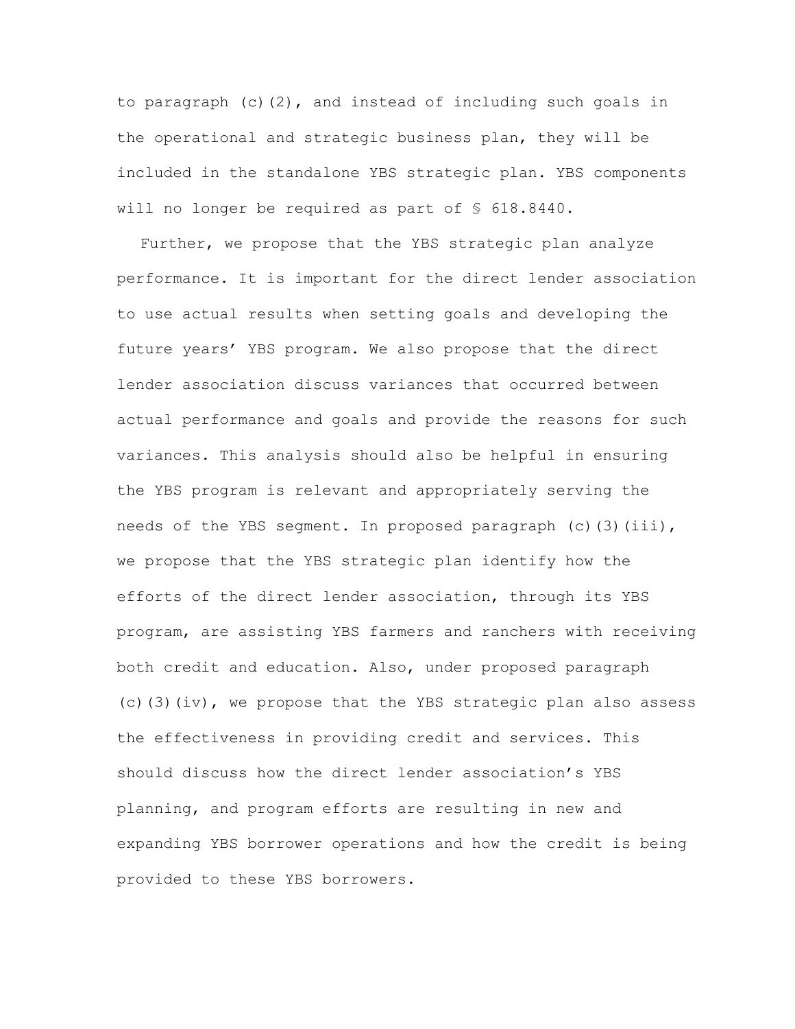to paragraph (c)(2), and instead of including such goals in the operational and strategic business plan, they will be included in the standalone YBS strategic plan. YBS components will no longer be required as part of § 618.8440.

Further, we propose that the YBS strategic plan analyze performance. It is important for the direct lender association to use actual results when setting goals and developing the future years' YBS program. We also propose that the direct lender association discuss variances that occurred between actual performance and goals and provide the reasons for such variances. This analysis should also be helpful in ensuring the YBS program is relevant and appropriately serving the needs of the YBS segment. In proposed paragraph (c)(3)(iii), we propose that the YBS strategic plan identify how the efforts of the direct lender association, through its YBS program, are assisting YBS farmers and ranchers with receiving both credit and education. Also, under proposed paragraph (c)(3)(iv), we propose that the YBS strategic plan also assess the effectiveness in providing credit and services. This should discuss how the direct lender association's YBS planning, and program efforts are resulting in new and expanding YBS borrower operations and how the credit is being provided to these YBS borrowers.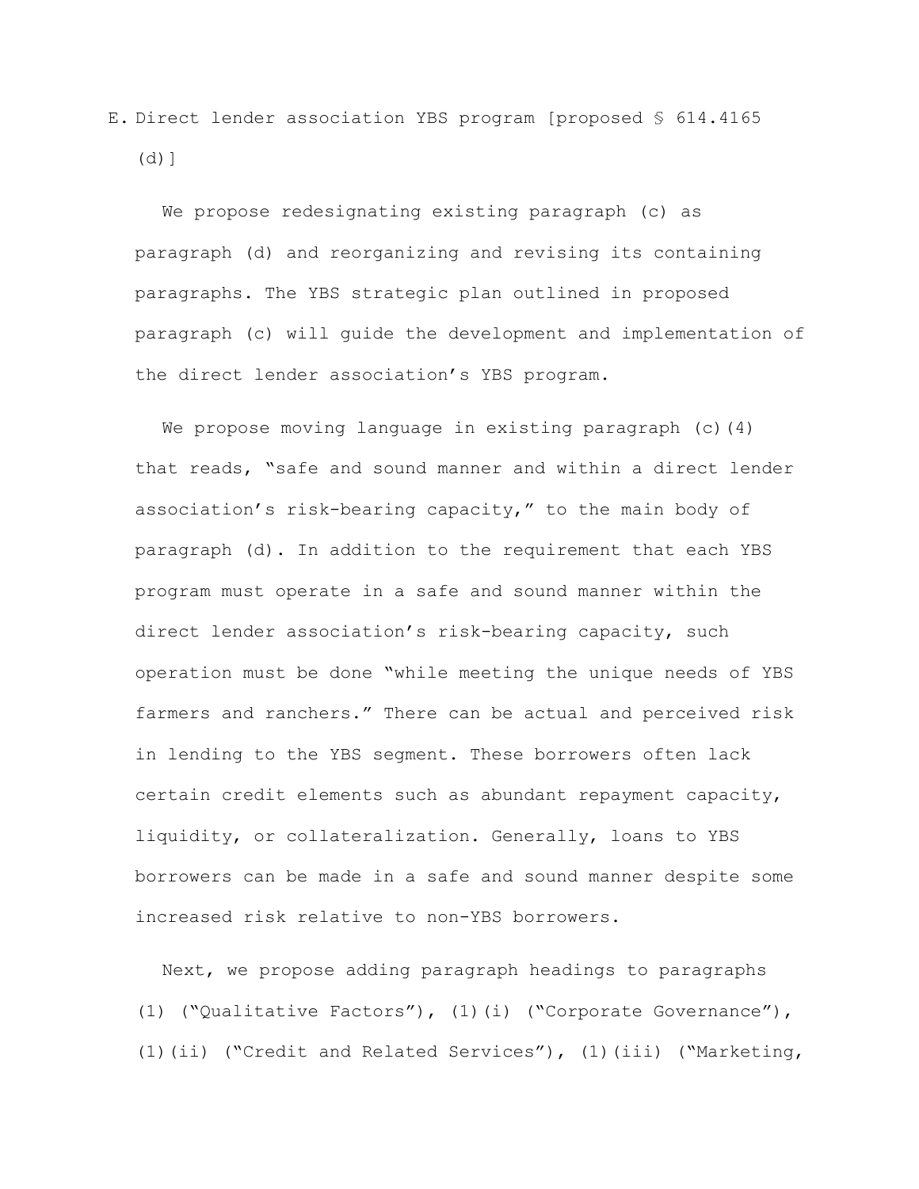## E. Direct lender association YBS program [proposed § 614.4165 (d)]

We propose redesignating existing paragraph (c) as paragraph (d) and reorganizing and revising its containing paragraphs. The YBS strategic plan outlined in proposed paragraph (c) will guide the development and implementation of the direct lender association's YBS program.

We propose moving language in existing paragraph (c)(4) that reads, "safe and sound manner and within a direct lender association's risk-bearing capacity," to the main body of paragraph (d). In addition to the requirement that each YBS program must operate in a safe and sound manner within the direct lender association's risk-bearing capacity, such operation must be done "while meeting the unique needs of YBS farmers and ranchers." There can be actual and perceived risk in lending to the YBS segment. These borrowers often lack certain credit elements such as abundant repayment capacity, liquidity, or collateralization. Generally, loans to YBS borrowers can be made in a safe and sound manner despite some increased risk relative to non-YBS borrowers.

Next, we propose adding paragraph headings to paragraphs (1) ("Qualitative Factors"), (1)(i) ("Corporate Governance"), (1)(ii) ("Credit and Related Services"), (1)(iii) ("Marketing,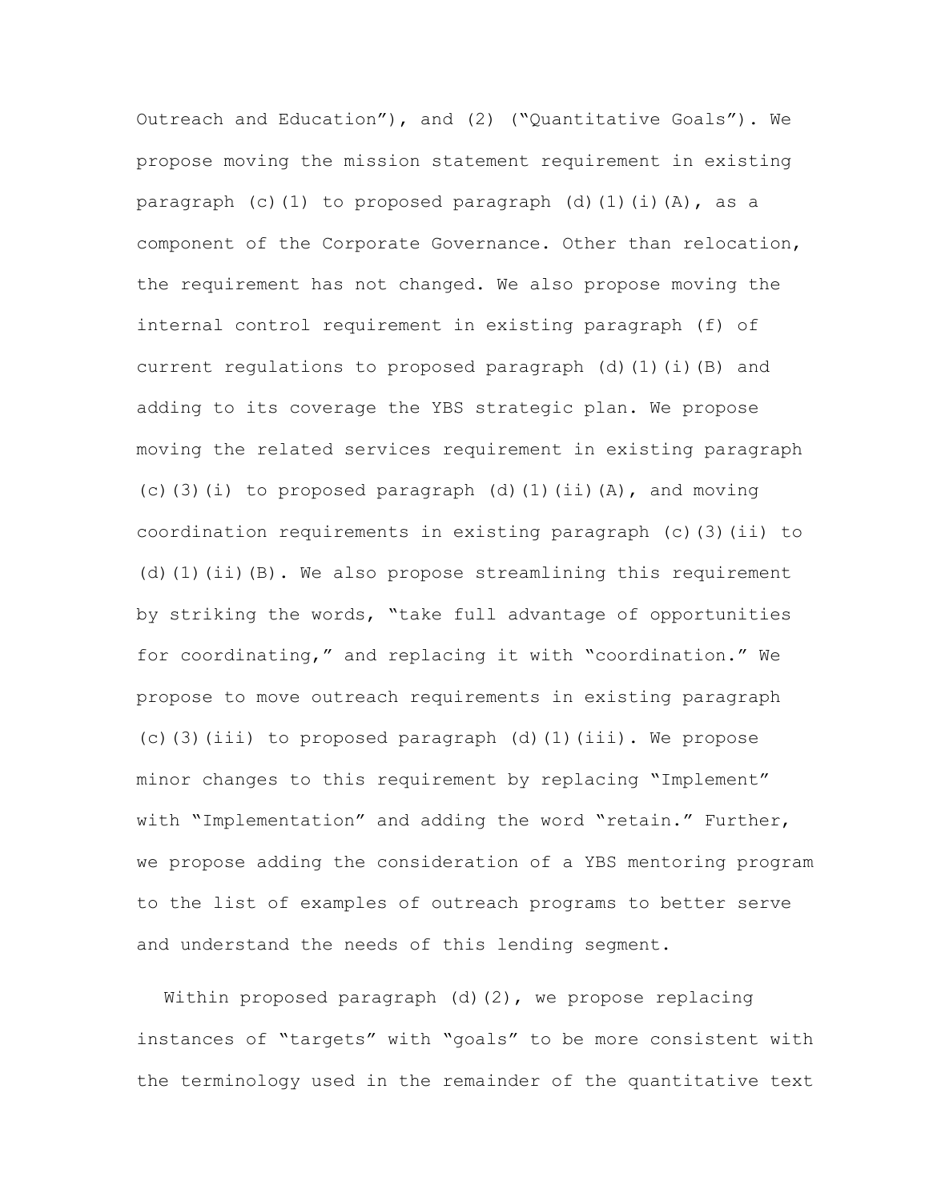Outreach and Education"), and (2) ("Quantitative Goals"). We propose moving the mission statement requirement in existing paragraph (c)(1) to proposed paragraph (d)(1)(i)(A), as a component of the Corporate Governance. Other than relocation, the requirement has not changed. We also propose moving the internal control requirement in existing paragraph (f) of current regulations to proposed paragraph (d)(1)(i)(B) and adding to its coverage the YBS strategic plan. We propose moving the related services requirement in existing paragraph (c)(3)(i) to proposed paragraph (d)(1)(ii)(A), and moving coordination requirements in existing paragraph (c)(3)(ii) to (d)(1)(ii)(B). We also propose streamlining this requirement by striking the words, "take full advantage of opportunities for coordinating," and replacing it with "coordination." We propose to move outreach requirements in existing paragraph (c)(3)(iii) to proposed paragraph (d)(1)(iii). We propose minor changes to this requirement by replacing "Implement" with "Implementation" and adding the word "retain." Further, we propose adding the consideration of a YBS mentoring program to the list of examples of outreach programs to better serve and understand the needs of this lending segment.

Within proposed paragraph (d)(2), we propose replacing instances of "targets" with "goals" to be more consistent with the terminology used in the remainder of the quantitative text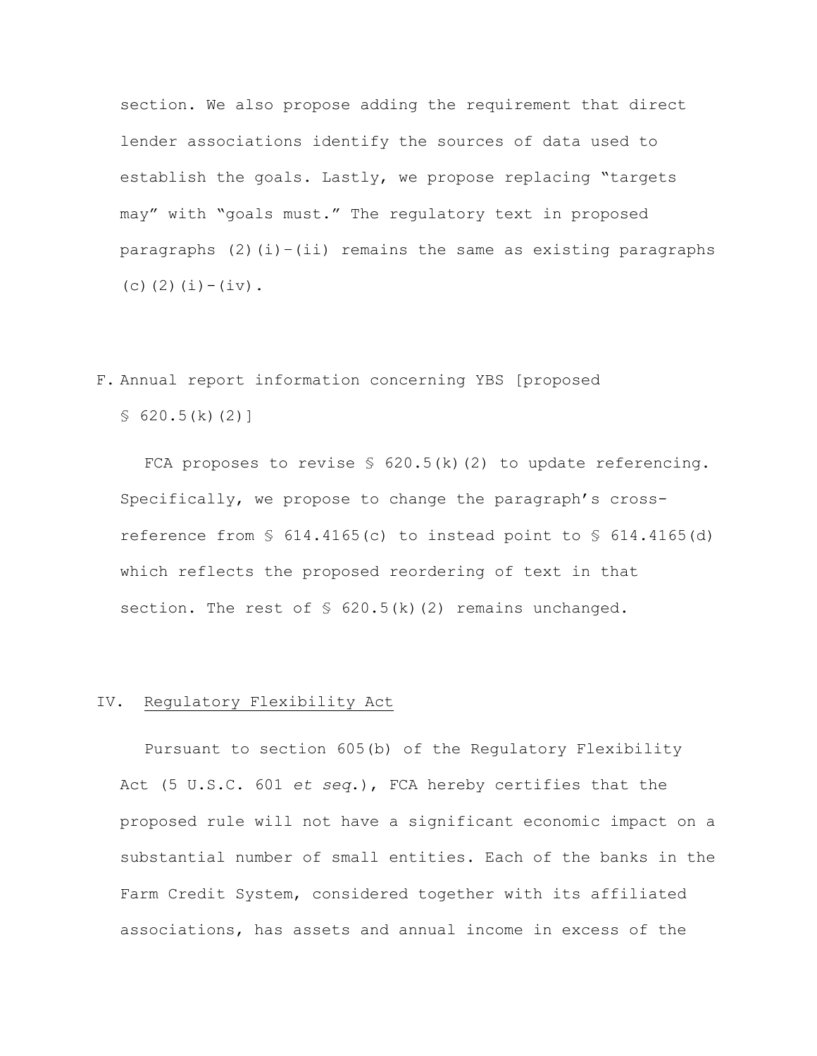section. We also propose adding the requirement that direct lender associations identify the sources of data used to establish the goals. Lastly, we propose replacing "targets may" with "goals must." The regulatory text in proposed paragraphs (2)(i)-(ii) remains the same as existing paragraphs (c)(2)(i)-(iv).

F. Annual report information concerning YBS [proposed § 620.5(k)(2)]

FCA proposes to revise § 620.5(k)(2) to update referencing. Specifically, we propose to change the paragraph's cross-reference from § 614.4165(c) to instead point to § 614.4165(d) which reflects the proposed reordering of text in that section. The rest of § 620.5(k)(2) remains unchanged.

## IV. Regulatory Flexibility Act

Pursuant to section 605(b) of the Regulatory Flexibility Act (5 U.S.C. 601 *et seq.*), FCA hereby certifies that the proposed rule will not have a significant economic impact on a substantial number of small entities. Each of the banks in the Farm Credit System, considered together with its affiliated associations, has assets and annual income in excess of the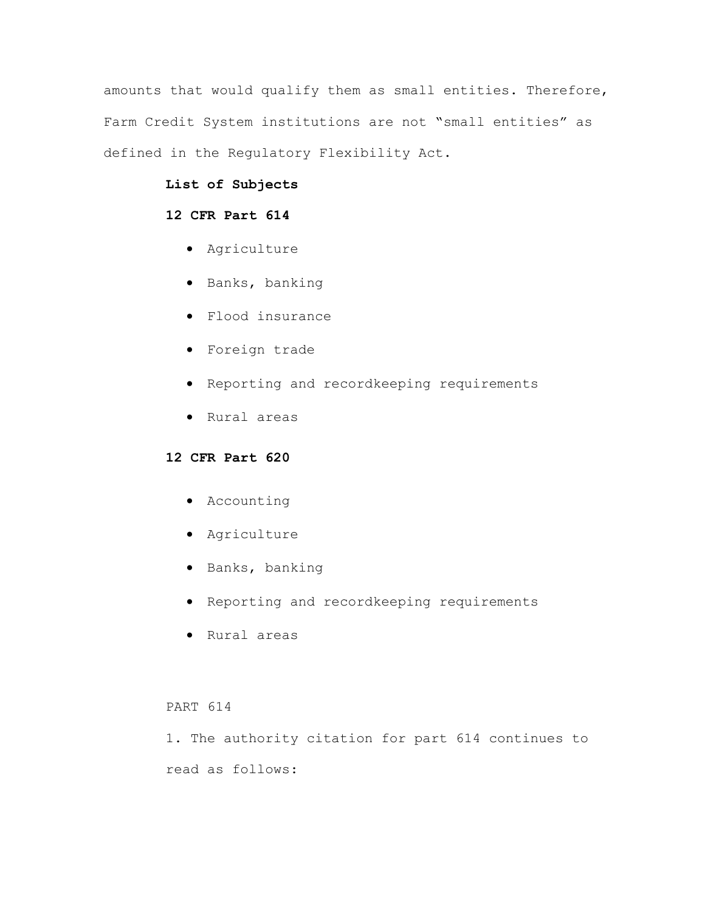amounts that would qualify them as small entities. Therefore, Farm Credit System institutions are not "small entities" as defined in the Regulatory Flexibility Act.

**List of Subjects**

**12 CFR Part 614**

- Agriculture
- Banks, banking
- Flood insurance
- Foreign trade
- Reporting and recordkeeping requirements
- Rural areas

**12 CFR Part 620**

- Accounting
- Agriculture
- Banks, banking
- Reporting and recordkeeping requirements
- Rural areas

PART 614

1. The authority citation for part 614 continues to read as follows: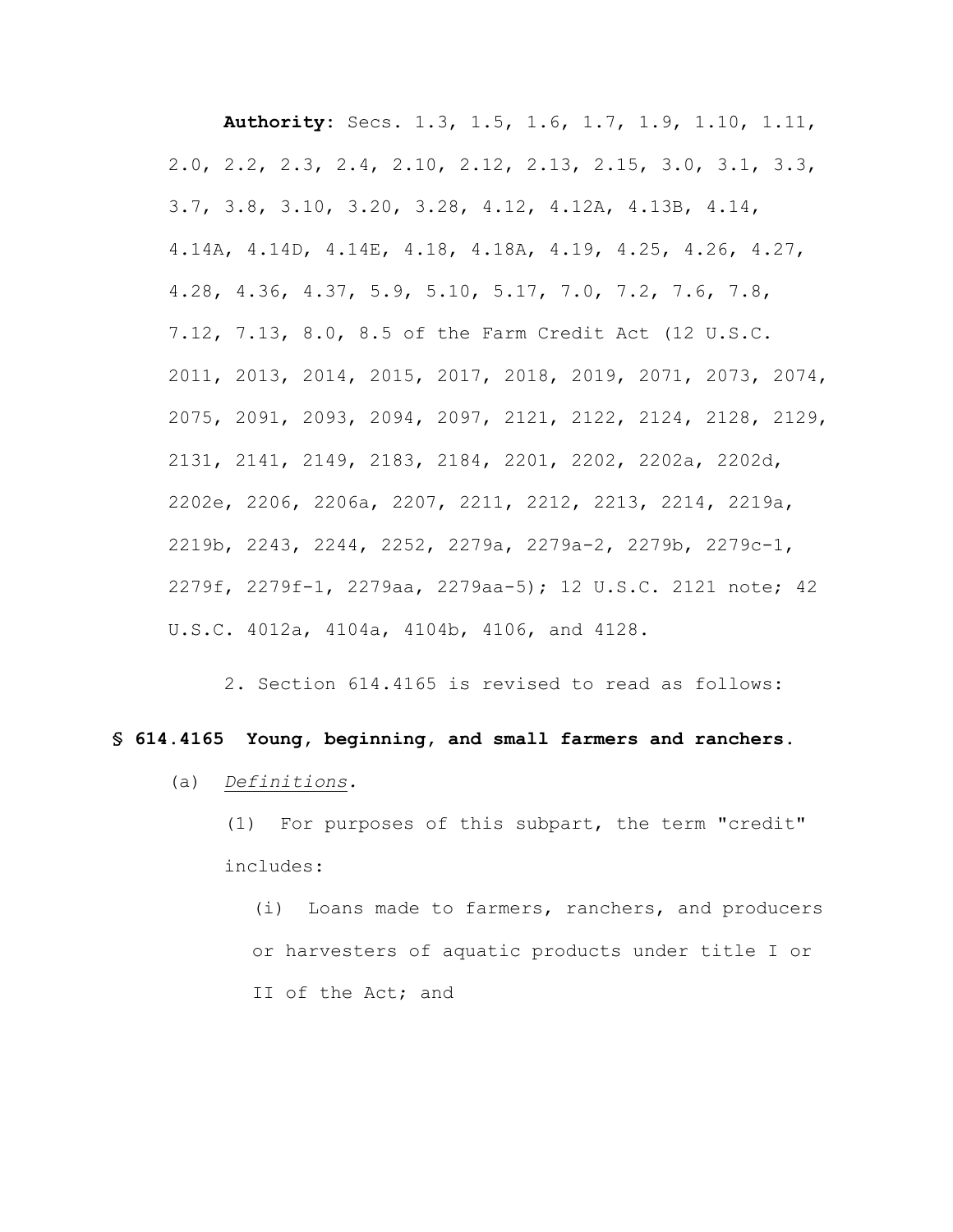**Authority:** Secs. 1.3, 1.5, 1.6, 1.7, 1.9, 1.10, 1.11, 2.0, 2.2, 2.3, 2.4, 2.10, 2.12, 2.13, 2.15, 3.0, 3.1, 3.3, 3.7, 3.8, 3.10, 3.20, 3.28, 4.12, 4.12A, 4.13B, 4.14, 4.14A, 4.14D, 4.14E, 4.18, 4.18A, 4.19, 4.25, 4.26, 4.27, 4.28, 4.36, 4.37, 5.9, 5.10, 5.17, 7.0, 7.2, 7.6, 7.8, 7.12, 7.13, 8.0, 8.5 of the Farm Credit Act (12 U.S.C. 2011, 2013, 2014, 2015, 2017, 2018, 2019, 2071, 2073, 2074, 2075, 2091, 2093, 2094, 2097, 2121, 2122, 2124, 2128, 2129, 2131, 2141, 2149, 2183, 2184, 2201, 2202, 2202a, 2202d, 2202e, 2206, 2206a, 2207, 2211, 2212, 2213, 2214, 2219a, 2219b, 2243, 2244, 2252, 2279a, 2279a-2, 2279b, 2279c-1, 2279f, 2279f-1, 2279aa, 2279aa-5); 12 U.S.C. 2121 note; 42 U.S.C. 4012a, 4104a, 4104b, 4106, and 4128.

2. Section 614.4165 is revised to read as follows:

**§ 614.4165 Young, beginning, and small farmers and ranchers.**

(a) *Definitions.*

(1) For purposes of this subpart, the term "credit" includes:

(i) Loans made to farmers, ranchers, and producers or harvesters of aquatic products under title I or II of the Act; and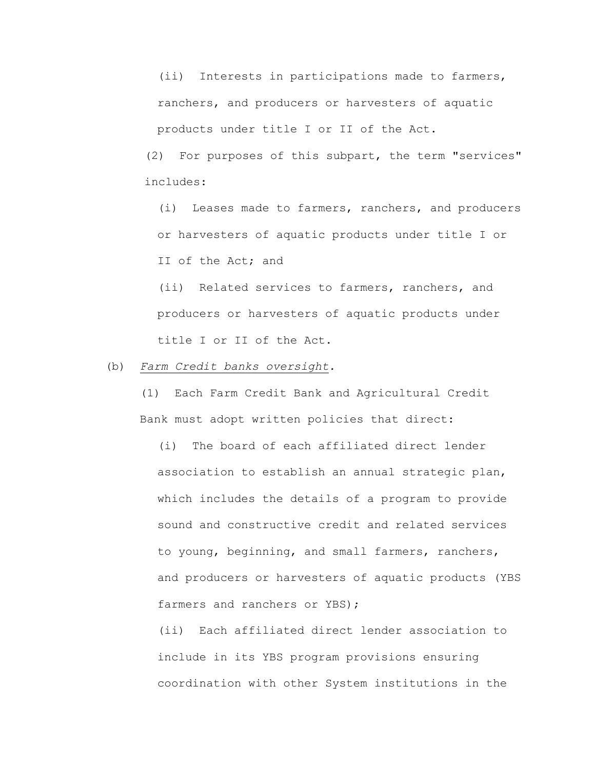(ii) Interests in participations made to farmers, ranchers, and producers or harvesters of aquatic products under title I or II of the Act.

(2) For purposes of this subpart, the term "services" includes:

(i) Leases made to farmers, ranchers, and producers or harvesters of aquatic products under title I or II of the Act; and

(ii) Related services to farmers, ranchers, and producers or harvesters of aquatic products under title I or II of the Act.

(b) *Farm Credit banks oversight.*

(1) Each Farm Credit Bank and Agricultural Credit Bank must adopt written policies that direct:

(i) The board of each affiliated direct lender association to establish an annual strategic plan, which includes the details of a program to provide sound and constructive credit and related services to young, beginning, and small farmers, ranchers, and producers or harvesters of aquatic products (YBS farmers and ranchers or YBS);

(ii) Each affiliated direct lender association to include in its YBS program provisions ensuring coordination with other System institutions in the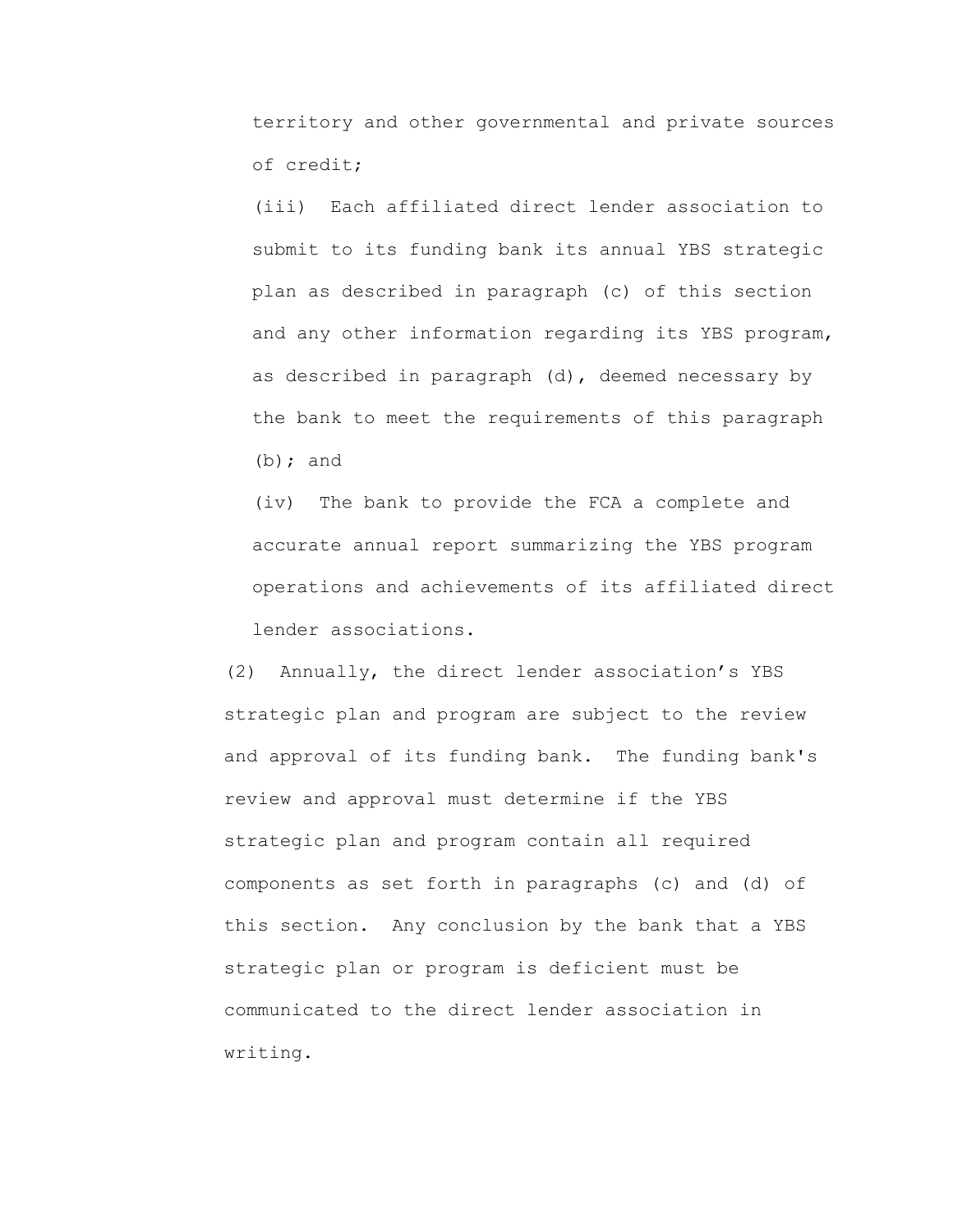territory and other governmental and private sources of credit;

(iii) Each affiliated direct lender association to submit to its funding bank its annual YBS strategic plan as described in paragraph (c) of this section and any other information regarding its YBS program, as described in paragraph (d), deemed necessary by the bank to meet the requirements of this paragraph (b); and

(iv) The bank to provide the FCA a complete and accurate annual report summarizing the YBS program operations and achievements of its affiliated direct lender associations.

(2) Annually, the direct lender association's YBS strategic plan and program are subject to the review and approval of its funding bank. The funding bank's review and approval must determine if the YBS strategic plan and program contain all required components as set forth in paragraphs (c) and (d) of this section. Any conclusion by the bank that a YBS strategic plan or program is deficient must be communicated to the direct lender association in writing.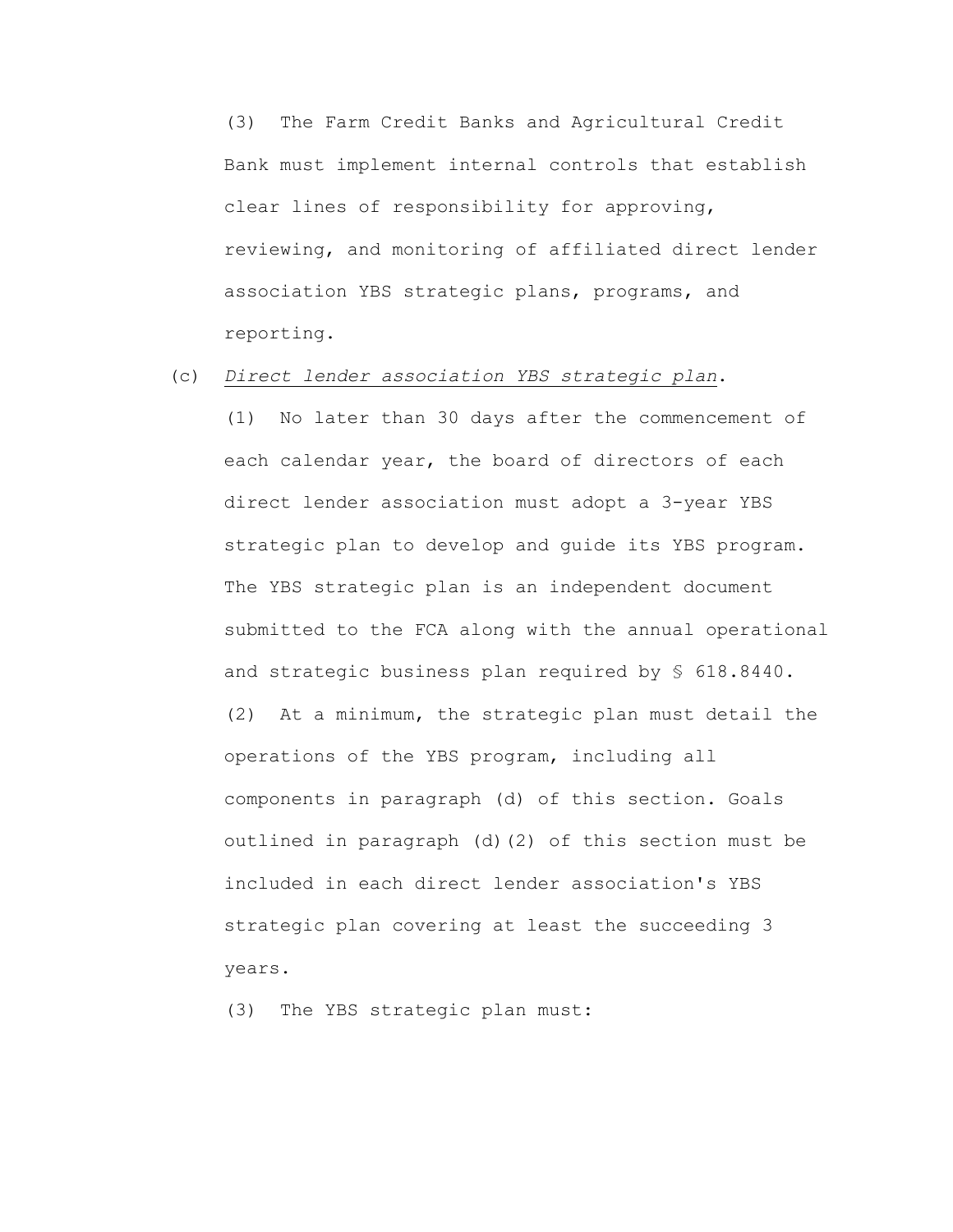(3) The Farm Credit Banks and Agricultural Credit Bank must implement internal controls that establish clear lines of responsibility for approving, reviewing, and monitoring of affiliated direct lender association YBS strategic plans, programs, and reporting.

(c) *Direct lender association YBS strategic plan*.

(1) No later than 30 days after the commencement of each calendar year, the board of directors of each direct lender association must adopt a 3-year YBS strategic plan to develop and guide its YBS program. The YBS strategic plan is an independent document submitted to the FCA along with the annual operational and strategic business plan required by § 618.8440.

(2) At a minimum, the strategic plan must detail the operations of the YBS program, including all components in paragraph (d) of this section. Goals outlined in paragraph (d)(2) of this section must be included in each direct lender association's YBS strategic plan covering at least the succeeding 3 years.

(3) The YBS strategic plan must: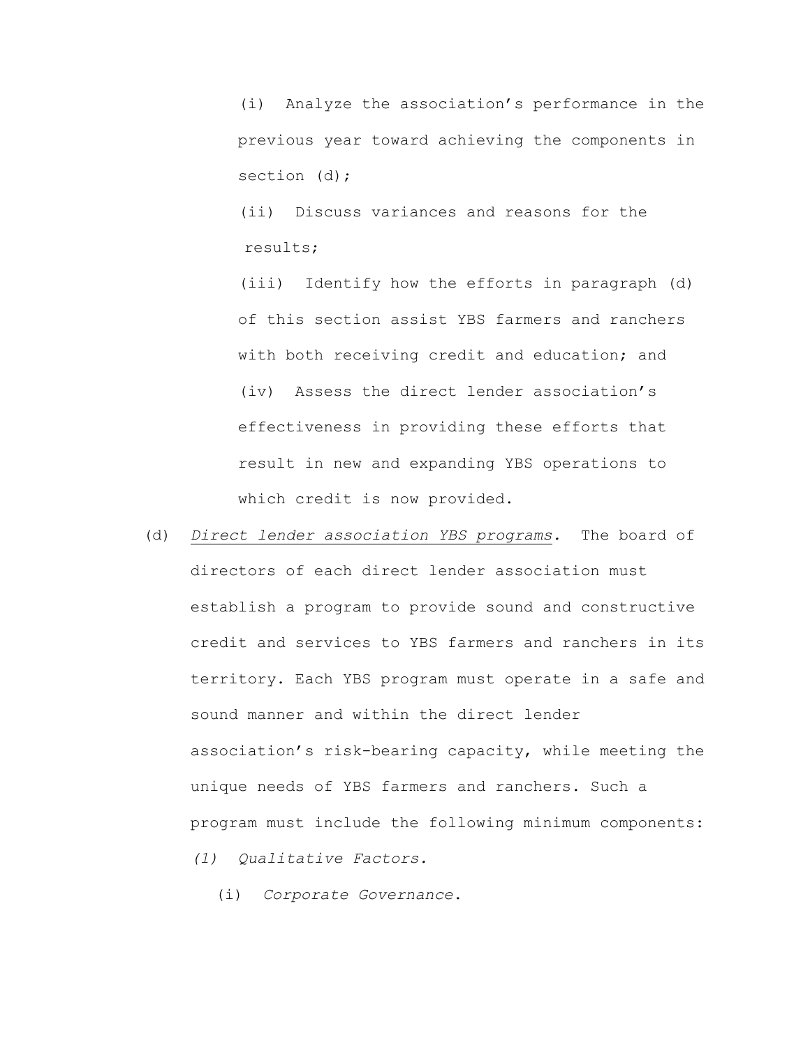(i) Analyze the association's performance in the previous year toward achieving the components in section (d);

(ii) Discuss variances and reasons for the results;

(iii) Identify how the efforts in paragraph (d) of this section assist YBS farmers and ranchers with both receiving credit and education; and

(iv) Assess the direct lender association's effectiveness in providing these efforts that result in new and expanding YBS operations to which credit is now provided.

(d) <u>*Direct lender association YBS programs.*</u> The board of directors of each direct lender association must establish a program to provide sound and constructive credit and services to YBS farmers and ranchers in its territory. Each YBS program must operate in a safe and sound manner and within the direct lender association's risk-bearing capacity, while meeting the unique needs of YBS farmers and ranchers. Such a program must include the following minimum components:

*(1) Qualitative Factors.*

(i) *Corporate Governance*.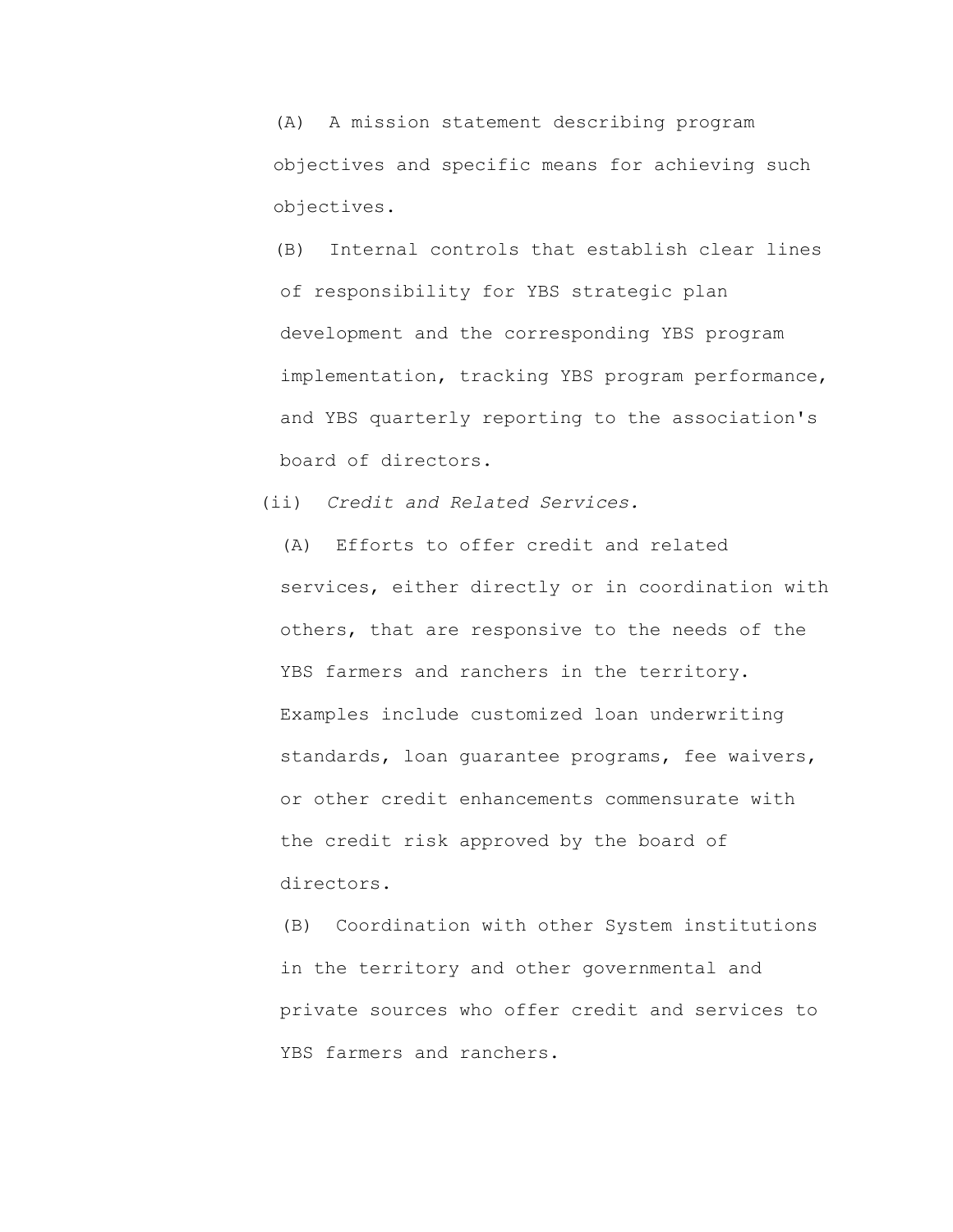(A) A mission statement describing program objectives and specific means for achieving such objectives.

(B) Internal controls that establish clear lines of responsibility for YBS strategic plan development and the corresponding YBS program implementation, tracking YBS program performance, and YBS quarterly reporting to the association's board of directors.

(ii) *Credit and Related Services.*

(A) Efforts to offer credit and related services, either directly or in coordination with others, that are responsive to the needs of the YBS farmers and ranchers in the territory. Examples include customized loan underwriting standards, loan guarantee programs, fee waivers, or other credit enhancements commensurate with the credit risk approved by the board of directors.

(B) Coordination with other System institutions in the territory and other governmental and private sources who offer credit and services to YBS farmers and ranchers.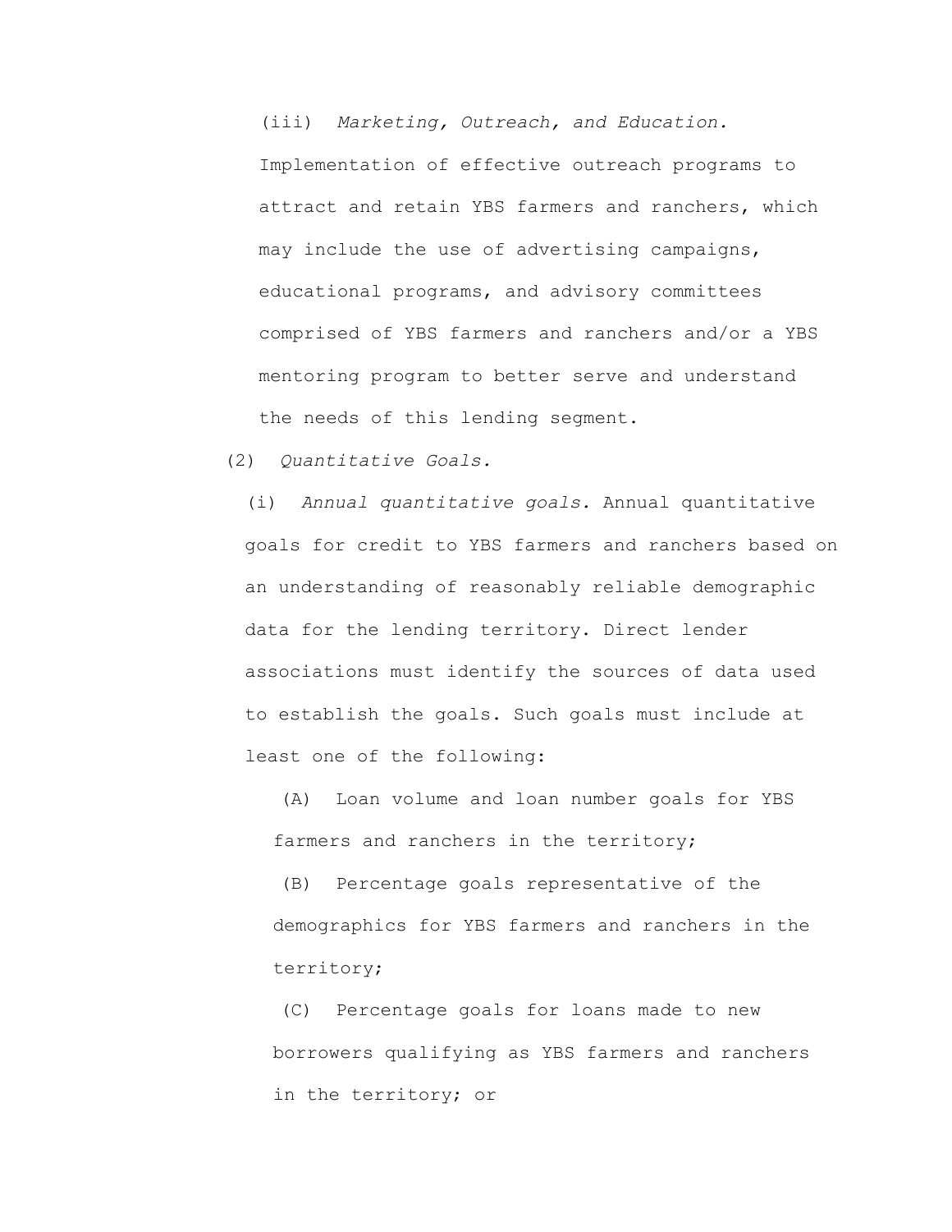(iii) *Marketing, Outreach, and Education.* Implementation of effective outreach programs to attract and retain YBS farmers and ranchers, which may include the use of advertising campaigns, educational programs, and advisory committees comprised of YBS farmers and ranchers and/or a YBS mentoring program to better serve and understand the needs of this lending segment.

(2) *Quantitative Goals.*

(i) *Annual quantitative goals.* Annual quantitative goals for credit to YBS farmers and ranchers based on an understanding of reasonably reliable demographic data for the lending territory. Direct lender associations must identify the sources of data used to establish the goals. Such goals must include at least one of the following:

(A) Loan volume and loan number goals for YBS farmers and ranchers in the territory;

(B) Percentage goals representative of the demographics for YBS farmers and ranchers in the territory;

(C) Percentage goals for loans made to new borrowers qualifying as YBS farmers and ranchers in the territory; or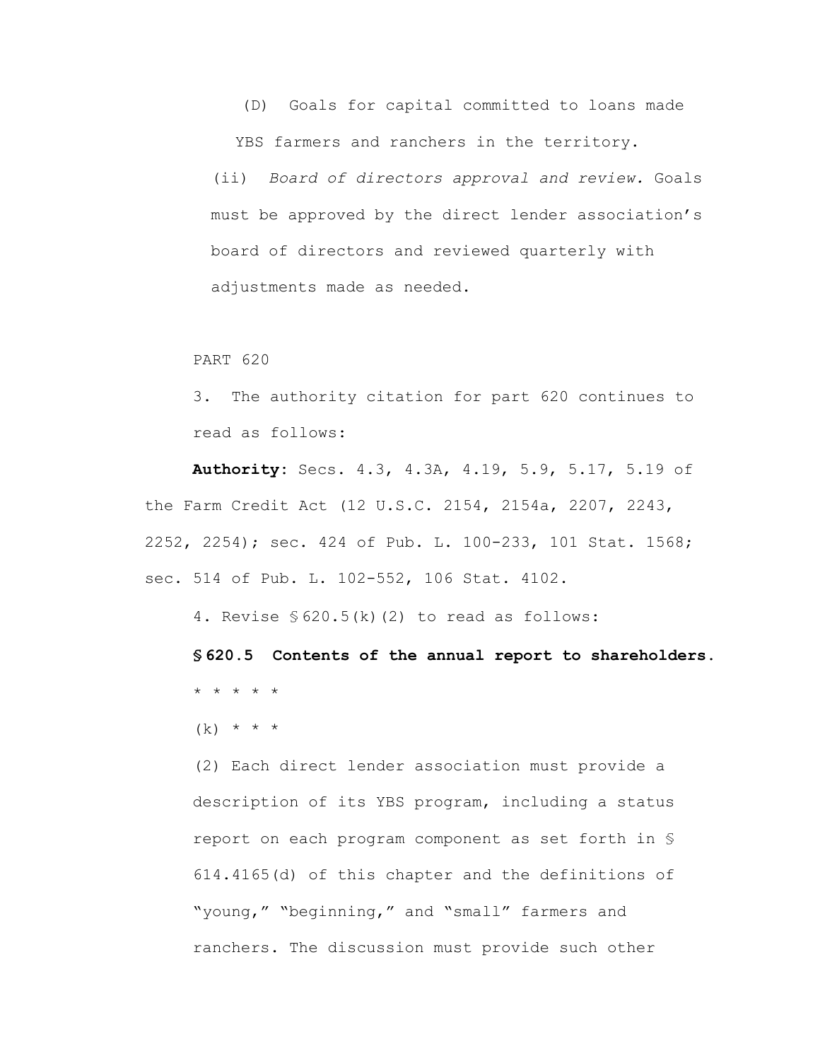(D) Goals for capital committed to loans made YBS farmers and ranchers in the territory.

(ii) *Board of directors approval and review.* Goals must be approved by the direct lender association's board of directors and reviewed quarterly with adjustments made as needed.

PART 620

3. The authority citation for part 620 continues to read as follows:

**Authority**: Secs. 4.3, 4.3A, 4.19, 5.9, 5.17, 5.19 of the Farm Credit Act (12 U.S.C. 2154, 2154a, 2207, 2243, 2252, 2254); sec. 424 of Pub. L. 100-233, 101 Stat. 1568; sec. 514 of Pub. L. 102-552, 106 Stat. 4102.

4. Revise § 620.5(k)(2) to read as follows:

**§ 620.5 Contents of the annual report to shareholders.**

* * * * *

(k) * * *

(2) Each direct lender association must provide a description of its YBS program, including a status report on each program component as set forth in § 614.4165(d) of this chapter and the definitions of "young," "beginning," and "small" farmers and ranchers. The discussion must provide such other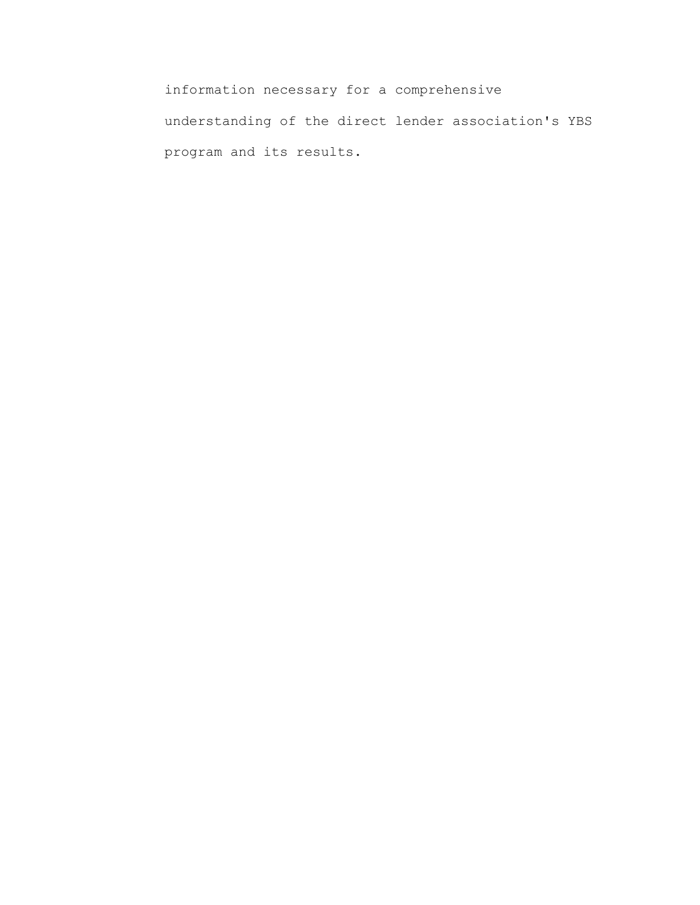information necessary for a comprehensive understanding of the direct lender association's YBS program and its results.